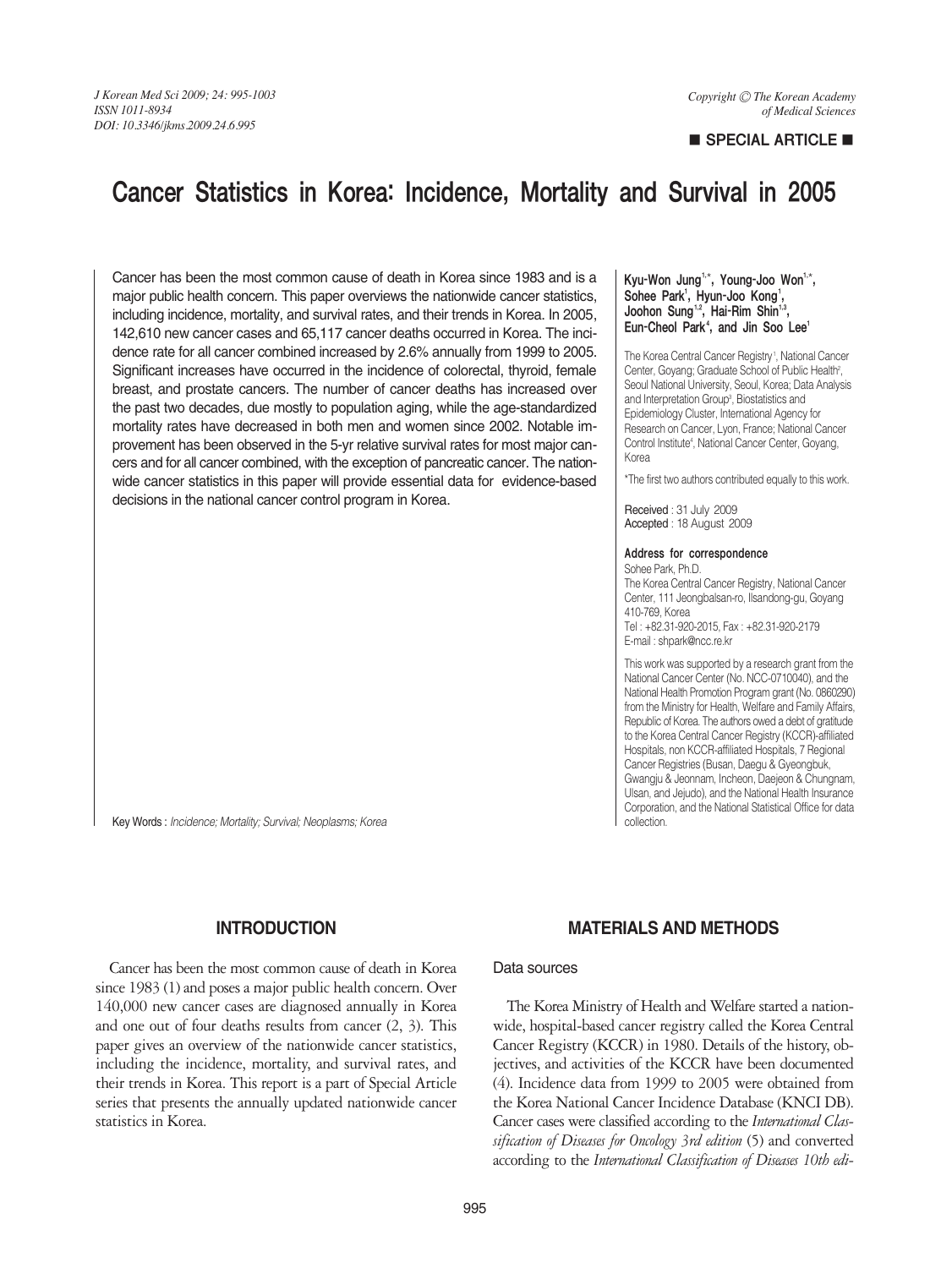■ SPECIAL ARTICLE ■

# Cancer Statistics in Korea: Incidence, Mortality and Survival in 2005

Cancer has been the most common cause of death in Korea since 1983 and is a major public health concern. This paper overviews the nationwide cancer statistics, including incidence, mortality, and survival rates, and their trends in Korea. In 2005, 142,610 new cancer cases and 65,117 cancer deaths occurred in Korea. The incidence rate for all cancer combined increased by 2.6% annually from 1999 to 2005. Significant increases have occurred in the incidence of colorectal, thyroid, female breast, and prostate cancers. The number of cancer deaths has increased over the past two decades, due mostly to population aging, while the age-standardized mortality rates have decreased in both men and women since 2002. Notable improvement has been observed in the 5-yr relative survival rates for most major cancers and for all cancer combined, with the exception of pancreatic cancer. The nationwide cancer statistics in this paper will provide essential data for evidence-based decisions in the national cancer control program in Korea.

Key Words : *Incidence; Mortality; Survival; Neoplasms; Korea*

**Kyu-Won Jung[1,*], Young-Joo Won[1,*], Sohee Park[1], Hyun-Joo Kong[1], Joohon Sung[1,2], Hai-Rim Shin[1,3], Eun-Cheol Park[4], and Jin Soo Lee[1]**

The Korea Central Cancer Registry[1], National Cancer Center, Goyang; Graduate School of Public Health[2], Seoul National University, Seoul, Korea; Data Analysis and Interpretation Group[3], Biostatistics and Epidemiology Cluster, International Agency for Research on Cancer, Lyon, France; National Cancer Control Institute[4], National Cancer Center, Goyang, Korea

*The first two authors contributed equally to this work.

Received : 31 July 2009
Accepted : 18 August 2009

**Address for correspondence**
Sohee Park, Ph.D.
The Korea Central Cancer Registry, National Cancer Center, 111 Jeongbalsan-ro, Ilsandong-gu, Goyang 410-769, Korea
Tel : +82.31-920-2015, Fax : +82.31-920-2179
E-mail : shpark@ncc.re.kr

This work was supported by a research grant from the National Cancer Center (No. NCC-0710040), and the National Health Promotion Program grant (No. 0860290) from the Ministry for Health, Welfare and Family Affairs, Republic of Korea. The authors owed a debt of gratitude to the Korea Central Cancer Registry (KCCR)-affiliated Hospitals, non KCCR-affiliated Hospitals, 7 Regional Cancer Registries (Busan, Daegu & Gyeongbuk, Gwangju & Jeonnam, Incheon, Daejeon & Chungnam, Ulsan, and Jejudo), and the National Health Insurance Corporation, and the National Statistical Office for data collection.

## INTRODUCTION

Cancer has been the most common cause of death in Korea since 1983 (1) and poses a major public health concern. Over 140,000 new cancer cases are diagnosed annually in Korea and one out of four deaths results from cancer (2, 3). This paper gives an overview of the nationwide cancer statistics, including the incidence, mortality, and survival rates, and their trends in Korea. This report is a part of Special Article series that presents the annually updated nationwide cancer statistics in Korea.

## MATERIALS AND METHODS

### Data sources

The Korea Ministry of Health and Welfare started a nationwide, hospital-based cancer registry called the Korea Central Cancer Registry (KCCR) in 1980. Details of the history, objectives, and activities of the KCCR have been documented (4). Incidence data from 1999 to 2005 were obtained from the Korea National Cancer Incidence Database (KNCI DB). Cancer cases were classified according to the *International Classification of Diseases for Oncology 3rd edition* (5) and converted according to the *International Classification of Diseases 10th edi-*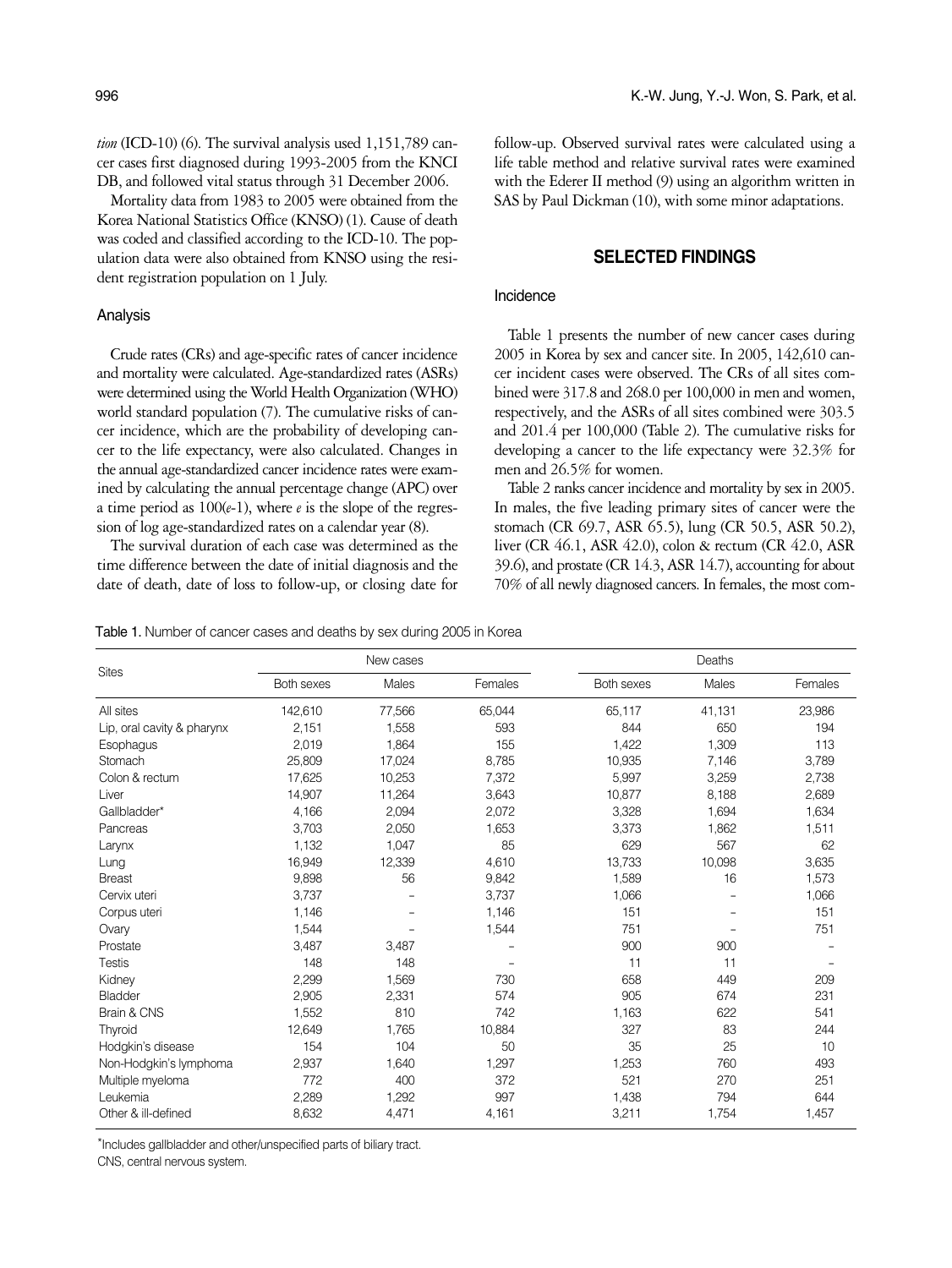*tion* (ICD-10) (6). The survival analysis used 1,151,789 cancer cases first diagnosed during 1993-2005 from the KNCI DB, and followed vital status through 31 December 2006.

Mortality data from 1983 to 2005 were obtained from the Korea National Statistics Office (KNSO) (1). Cause of death was coded and classified according to the ICD-10. The population data were also obtained from KNSO using the resident registration population on 1 July.

### Analysis

Crude rates (CRs) and age-specific rates of cancer incidence and mortality were calculated. Age-standardized rates (ASRs) were determined using the World Health Organization (WHO) world standard population (7). The cumulative risks of cancer incidence, which are the probability of developing cancer to the life expectancy, were also calculated. Changes in the annual age-standardized cancer incidence rates were examined by calculating the annual percentage change (APC) over a time period as $100(e-1)$, where $e$ is the slope of the regression of log age-standardized rates on a calendar year (8).

The survival duration of each case was determined as the time difference between the date of initial diagnosis and the date of death, date of loss to follow-up, or closing date for follow-up. Observed survival rates were calculated using a life table method and relative survival rates were examined with the Ederer II method (9) using an algorithm written in SAS by Paul Dickman (10), with some minor adaptations.

## SELECTED FINDINGS

### Incidence

Table 1 presents the number of new cancer cases during 2005 in Korea by sex and cancer site. In 2005, 142,610 cancer incident cases were observed. The CRs of all sites combined were 317.8 and 268.0 per 100,000 in men and women, respectively, and the ASRs of all sites combined were 303.5 and 201.4 per 100,000 (Table 2). The cumulative risks for developing a cancer to the life expectancy were 32.3% for men and 26.5% for women.

Table 2 ranks cancer incidence and mortality by sex in 2005. In males, the five leading primary sites of cancer were the stomach (CR 69.7, ASR 65.5), lung (CR 50.5, ASR 50.2), liver (CR 46.1, ASR 42.0), colon & rectum (CR 42.0, ASR 39.6), and prostate (CR 14.3, ASR 14.7), accounting for about 70% of all newly diagnosed cancers. In females, the most com-

Table 1. Number of cancer cases and deaths by sex during 2005 in Korea

| Sites | New cases | | | Deaths | | |
|---|---|---|---|---|---|---|
| | Both sexes | Males | Females | Both sexes | Males | Females |
| All sites | 142,610 | 77,566 | 65,044 | 65,117 | 41,131 | 23,986 |
| Lip, oral cavity & pharynx | 2,151 | 1,558 | 593 | 844 | 650 | 194 |
| Esophagus | 2,019 | 1,864 | 155 | 1,422 | 1,309 | 113 |
| Stomach | 25,809 | 17,024 | 8,785 | 10,935 | 7,146 | 3,789 |
| Colon & rectum | 17,625 | 10,253 | 7,372 | 5,997 | 3,259 | 2,738 |
| Liver | 14,907 | 11,264 | 3,643 | 10,877 | 8,188 | 2,689 |
| Gallbladder* | 4,166 | 2,094 | 2,072 | 3,328 | 1,694 | 1,634 |
| Pancreas | 3,703 | 2,050 | 1,653 | 3,373 | 1,862 | 1,511 |
| Larynx | 1,132 | 1,047 | 85 | 629 | 567 | 62 |
| Lung | 16,949 | 12,339 | 4,610 | 13,733 | 10,098 | 3,635 |
| Breast | 9,898 | 56 | 9,842 | 1,589 | 16 | 1,573 |
| Cervix uteri | 3,737 | – | 3,737 | 1,066 | – | 1,066 |
| Corpus uteri | 1,146 | – | 1,146 | 151 | – | 151 |
| Ovary | 1,544 | – | 1,544 | 751 | – | 751 |
| Prostate | 3,487 | 3,487 | – | 900 | 900 | – |
| Testis | 148 | 148 | – | 11 | 11 | – |
| Kidney | 2,299 | 1,569 | 730 | 658 | 449 | 209 |
| Bladder | 2,905 | 2,331 | 574 | 905 | 674 | 231 |
| Brain & CNS | 1,552 | 810 | 742 | 1,163 | 622 | 541 |
| Thyroid | 12,649 | 1,765 | 10,884 | 327 | 83 | 244 |
| Hodgkin's disease | 154 | 104 | 50 | 35 | 25 | 10 |
| Non-Hodgkin's lymphoma | 2,937 | 1,640 | 1,297 | 1,253 | 760 | 493 |
| Multiple myeloma | 772 | 400 | 372 | 521 | 270 | 251 |
| Leukemia | 2,289 | 1,292 | 997 | 1,438 | 794 | 644 |
| Other & ill-defined | 8,632 | 4,471 | 4,161 | 3,211 | 1,754 | 1,457 |

*Includes gallbladder and other/unspecified parts of biliary tract.
CNS, central nervous system.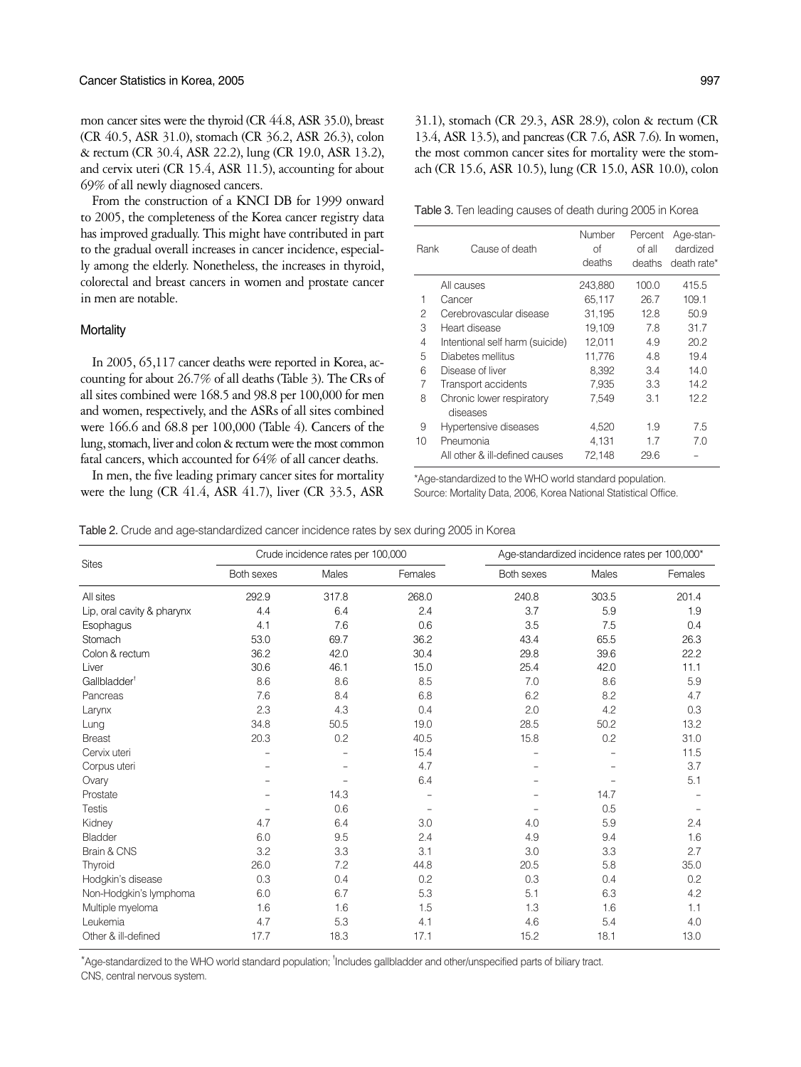mon cancer sites were the thyroid (CR 44.8, ASR 35.0), breast (CR 40.5, ASR 31.0), stomach (CR 36.2, ASR 26.3), colon & rectum (CR 30.4, ASR 22.2), lung (CR 19.0, ASR 13.2), and cervix uteri (CR 15.4, ASR 11.5), accounting for about 69% of all newly diagnosed cancers.

From the construction of a KNCI DB for 1999 onward to 2005, the completeness of the Korea cancer registry data has improved gradually. This might have contributed in part to the gradual overall increases in cancer incidence, especially among the elderly. Nonetheless, the increases in thyroid, colorectal and breast cancers in women and prostate cancer in men are notable.

### Mortality

In 2005, 65,117 cancer deaths were reported in Korea, accounting for about 26.7% of all deaths (Table 3). The CRs of all sites combined were 168.5 and 98.8 per 100,000 for men and women, respectively, and the ASRs of all sites combined were 166.6 and 68.8 per 100,000 (Table 4). Cancers of the lung, stomach, liver and colon & rectum were the most common fatal cancers, which accounted for 64% of all cancer deaths.

In men, the five leading primary cancer sites for mortality were the lung (CR 41.4, ASR 41.7), liver (CR 33.5, ASR 31.1), stomach (CR 29.3, ASR 28.9), colon & rectum (CR 13.4, ASR 13.5), and pancreas (CR 7.6, ASR 7.6). In women, the most common cancer sites for mortality were the stomach (CR 15.6, ASR 10.5), lung (CR 15.0, ASR 10.0), colon

Table 3. Ten leading causes of death during 2005 in Korea

| Rank | Cause of death | Number of deaths | Percent of all deaths | Age-standardized death rate* |
|---|---|---|---|---|
| | All causes | 243,880 | 100.0 | 415.5 |
| 1 | Cancer | 65,117 | 26.7 | 109.1 |
| 2 | Cerebrovascular disease | 31,195 | 12.8 | 50.9 |
| 3 | Heart disease | 19,109 | 7.8 | 31.7 |
| 4 | Intentional self harm (suicide) | 12,011 | 4.9 | 20.2 |
| 5 | Diabetes mellitus | 11,776 | 4.8 | 19.4 |
| 6 | Disease of liver | 8,392 | 3.4 | 14.0 |
| 7 | Transport accidents | 7,935 | 3.3 | 14.2 |
| 8 | Chronic lower respiratory diseases | 7,549 | 3.1 | 12.2 |
| 9 | Hypertensive diseases | 4,520 | 1.9 | 7.5 |
| 10 | Pneumonia | 4,131 | 1.7 | 7.0 |
| | All other & ill-defined causes | 72,148 | 29.6 | – |

*Age-standardized to the WHO world standard population.
Source: Mortality Data, 2006, Korea National Statistical Office.

Table 2. Crude and age-standardized cancer incidence rates by sex during 2005 in Korea

| Sites | Crude incidence rates per 100,000 | | | Age-standardized incidence rates per 100,000* | | |
|---|---|---|---|---|---|---|
| | Both sexes | Males | Females | Both sexes | Males | Females |
| All sites | 292.9 | 317.8 | 268.0 | 240.8 | 303.5 | 201.4 |
| Lip, oral cavity & pharynx | 4.4 | 6.4 | 2.4 | 3.7 | 5.9 | 1.9 |
| Esophagus | 4.1 | 7.6 | 0.6 | 3.5 | 7.5 | 0.4 |
| Stomach | 53.0 | 69.7 | 36.2 | 43.4 | 65.5 | 26.3 |
| Colon & rectum | 36.2 | 42.0 | 30.4 | 29.8 | 39.6 | 22.2 |
| Liver | 30.6 | 46.1 | 15.0 | 25.4 | 42.0 | 11.1 |
| Gallbladder[†] | 8.6 | 8.6 | 8.5 | 7.0 | 8.6 | 5.9 |
| Pancreas | 7.6 | 8.4 | 6.8 | 6.2 | 8.2 | 4.7 |
| Larynx | 2.3 | 4.3 | 0.4 | 2.0 | 4.2 | 0.3 |
| Lung | 34.8 | 50.5 | 19.0 | 28.5 | 50.2 | 13.2 |
| Breast | 20.3 | 0.2 | 40.5 | 15.8 | 0.2 | 31.0 |
| Cervix uteri | – | – | 15.4 | – | – | 11.5 |
| Corpus uteri | – | – | 4.7 | – | – | 3.7 |
| Ovary | – | – | 6.4 | – | – | 5.1 |
| Prostate | – | 14.3 | – | – | 14.7 | – |
| Testis | – | 0.6 | – | – | 0.5 | – |
| Kidney | 4.7 | 6.4 | 3.0 | 4.0 | 5.9 | 2.4 |
| Bladder | 6.0 | 9.5 | 2.4 | 4.9 | 9.4 | 1.6 |
| Brain & CNS | 3.2 | 3.3 | 3.1 | 3.0 | 3.3 | 2.7 |
| Thyroid | 26.0 | 7.2 | 44.8 | 20.5 | 5.8 | 35.0 |
| Hodgkin's disease | 0.3 | 0.4 | 0.2 | 0.3 | 0.4 | 0.2 |
| Non-Hodgkin's lymphoma | 6.0 | 6.7 | 5.3 | 5.1 | 6.3 | 4.2 |
| Multiple myeloma | 1.6 | 1.6 | 1.5 | 1.3 | 1.6 | 1.1 |
| Leukemia | 4.7 | 5.3 | 4.1 | 4.6 | 5.4 | 4.0 |
| Other & ill-defined | 17.7 | 18.3 | 17.1 | 15.2 | 18.1 | 13.0 |

*Age-standardized to the WHO world standard population; [†]Includes gallbladder and other/unspecified parts of biliary tract.
CNS, central nervous system.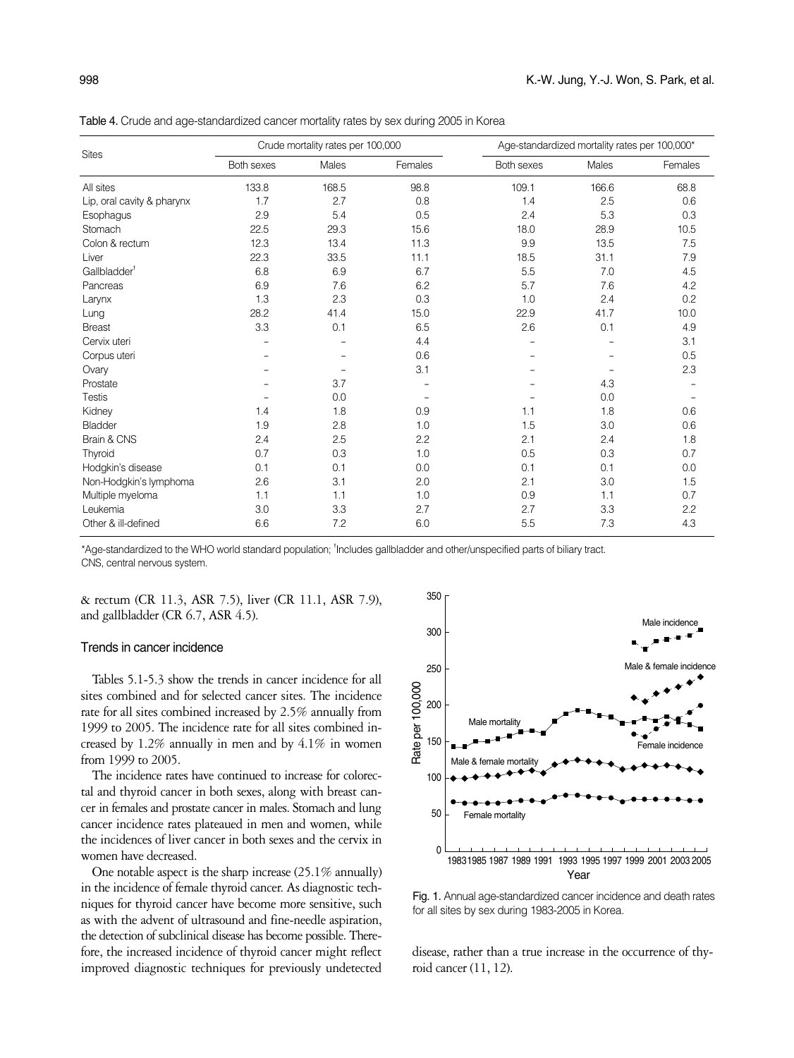Table 4. Crude and age-standardized cancer mortality rates by sex during 2005 in Korea

| Sites | Crude mortality rates per 100,000 | | | Age-standardized mortality rates per 100,000* | | |
|---|---|---|---|---|---|---|
| | Both sexes | Males | Females | Both sexes | Males | Females |
| All sites | 133.8 | 168.5 | 98.8 | 109.1 | 166.6 | 68.8 |
| Lip, oral cavity & pharynx | 1.7 | 2.7 | 0.8 | 1.4 | 2.5 | 0.6 |
| Esophagus | 2.9 | 5.4 | 0.5 | 2.4 | 5.3 | 0.3 |
| Stomach | 22.5 | 29.3 | 15.6 | 18.0 | 28.9 | 10.5 |
| Colon & rectum | 12.3 | 13.4 | 11.3 | 9.9 | 13.5 | 7.5 |
| Liver | 22.3 | 33.5 | 11.1 | 18.5 | 31.1 | 7.9 |
| Gallbladder† | 6.8 | 6.9 | 6.7 | 5.5 | 7.0 | 4.5 |
| Pancreas | 6.9 | 7.6 | 6.2 | 5.7 | 7.6 | 4.2 |
| Larynx | 1.3 | 2.3 | 0.3 | 1.0 | 2.4 | 0.2 |
| Lung | 28.2 | 41.4 | 15.0 | 22.9 | 41.7 | 10.0 |
| Breast | 3.3 | 0.1 | 6.5 | 2.6 | 0.1 | 4.9 |
| Cervix uteri | – | – | 4.4 | – | – | 3.1 |
| Corpus uteri | – | – | 0.6 | – | – | 0.5 |
| Ovary | – | – | 3.1 | – | – | 2.3 |
| Prostate | – | 3.7 | – | – | 4.3 | – |
| Testis | – | 0.0 | – | – | 0.0 | – |
| Kidney | 1.4 | 1.8 | 0.9 | 1.1 | 1.8 | 0.6 |
| Bladder | 1.9 | 2.8 | 1.0 | 1.5 | 3.0 | 0.6 |
| Brain & CNS | 2.4 | 2.5 | 2.2 | 2.1 | 2.4 | 1.8 |
| Thyroid | 0.7 | 0.3 | 1.0 | 0.5 | 0.3 | 0.7 |
| Hodgkin's disease | 0.1 | 0.1 | 0.0 | 0.1 | 0.1 | 0.0 |
| Non-Hodgkin's lymphoma | 2.6 | 3.1 | 2.0 | 2.1 | 3.0 | 1.5 |
| Multiple myeloma | 1.1 | 1.1 | 1.0 | 0.9 | 1.1 | 0.7 |
| Leukemia | 3.0 | 3.3 | 2.7 | 2.7 | 3.3 | 2.2 |
| Other & ill-defined | 6.6 | 7.2 | 6.0 | 5.5 | 7.3 | 4.3 |

*Age-standardized to the WHO world standard population; †Includes gallbladder and other/unspecified parts of biliary tract.
CNS, central nervous system.

& rectum (CR 11.3, ASR 7.5), liver (CR 11.1, ASR 7.9), and gallbladder (CR 6.7, ASR 4.5).

### Trends in cancer incidence

Tables 5.1-5.3 show the trends in cancer incidence for all sites combined and for selected cancer sites. The incidence rate for all sites combined increased by 2.5% annually from 1999 to 2005. The incidence rate for all sites combined increased by 1.2% annually in men and by 4.1% in women from 1999 to 2005.

The incidence rates have continued to increase for colorectal and thyroid cancer in both sexes, along with breast cancer in females and prostate cancer in males. Stomach and lung cancer incidence rates plateaued in men and women, while the incidences of liver cancer in both sexes and the cervix in women have decreased.

One notable aspect is the sharp increase (25.1% annually) in the incidence of female thyroid cancer. As diagnostic techniques for thyroid cancer have become more sensitive, such as with the advent of ultrasound and fine-needle aspiration, the detection of subclinical disease has become possible. Therefore, the increased incidence of thyroid cancer might reflect improved diagnostic techniques for previously undetected disease, rather than a true increase in the occurrence of thyroid cancer (11, 12).

Fig. 1. Annual age-standardized cancer incidence and death rates for all sites by sex during 1983-2005 in Korea.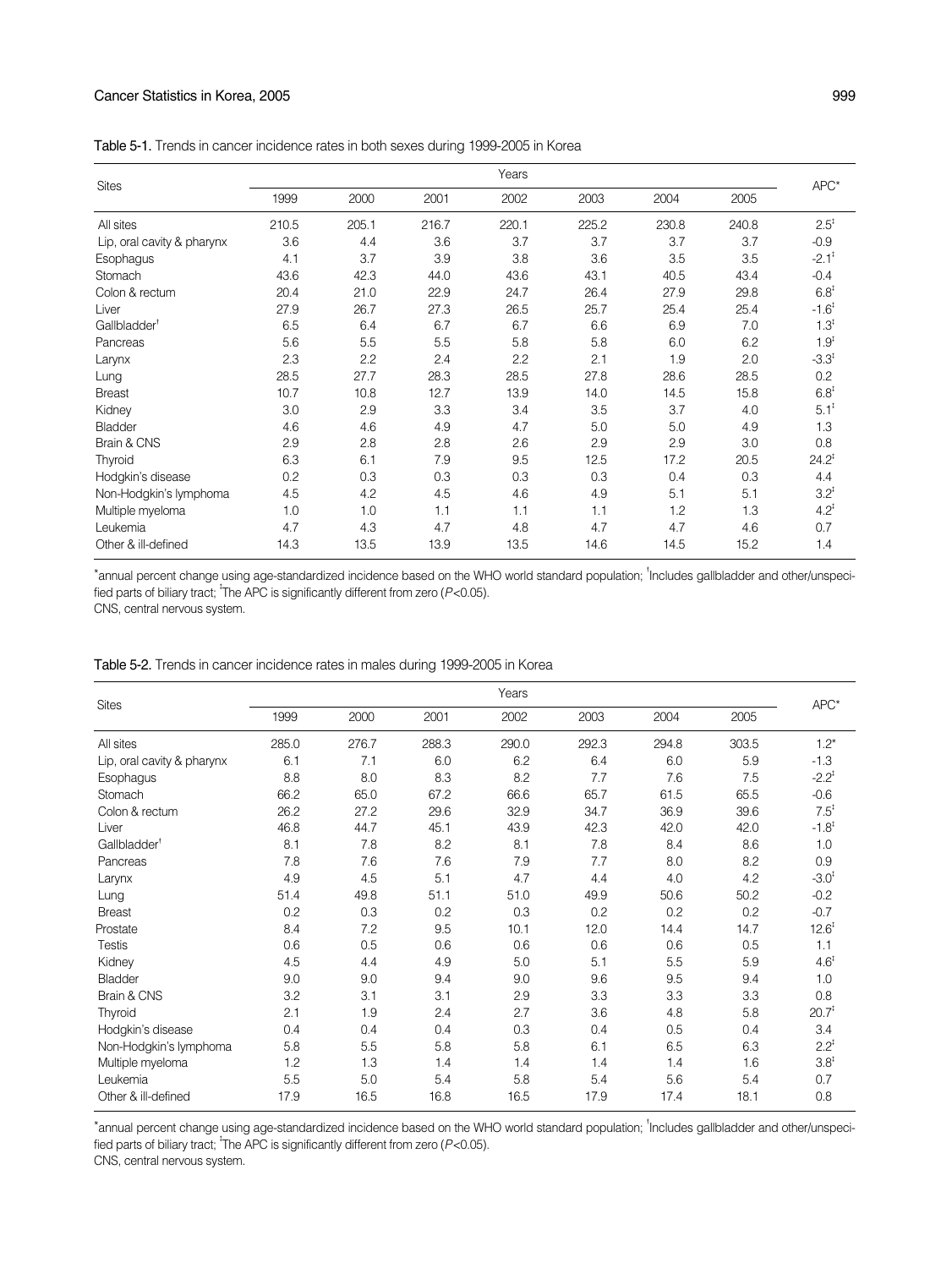Table 5-1. Trends in cancer incidence rates in both sexes during 1999-2005 in Korea

| Sites | Years | | | | | | | APC* |
|---|---|---|---|---|---|---|---|---|
| | 1999 | 2000 | 2001 | 2002 | 2003 | 2004 | 2005 | |
| All sites | 210.5 | 205.1 | 216.7 | 220.1 | 225.2 | 230.8 | 240.8 | 2.5‡ |
| Lip, oral cavity & pharynx | 3.6 | 4.4 | 3.6 | 3.7 | 3.7 | 3.7 | 3.7 | -0.9 |
| Esophagus | 4.1 | 3.7 | 3.9 | 3.8 | 3.6 | 3.5 | 3.5 | -2.1‡ |
| Stomach | 43.6 | 42.3 | 44.0 | 43.6 | 43.1 | 40.5 | 43.4 | -0.4 |
| Colon & rectum | 20.4 | 21.0 | 22.9 | 24.7 | 26.4 | 27.9 | 29.8 | 6.8‡ |
| Liver | 27.9 | 26.7 | 27.3 | 26.5 | 25.7 | 25.4 | 25.4 | -1.6‡ |
| Gallbladder† | 6.5 | 6.4 | 6.7 | 6.7 | 6.6 | 6.9 | 7.0 | 1.3‡ |
| Pancreas | 5.6 | 5.5 | 5.5 | 5.8 | 5.8 | 6.0 | 6.2 | 1.9‡ |
| Larynx | 2.3 | 2.2 | 2.4 | 2.2 | 2.1 | 1.9 | 2.0 | -3.3‡ |
| Lung | 28.5 | 27.7 | 28.3 | 28.5 | 27.8 | 28.6 | 28.5 | 0.2 |
| Breast | 10.7 | 10.8 | 12.7 | 13.9 | 14.0 | 14.5 | 15.8 | 6.8‡ |
| Kidney | 3.0 | 2.9 | 3.3 | 3.4 | 3.5 | 3.7 | 4.0 | 5.1‡ |
| Bladder | 4.6 | 4.6 | 4.9 | 4.7 | 5.0 | 5.0 | 4.9 | 1.3 |
| Brain & CNS | 2.9 | 2.8 | 2.8 | 2.6 | 2.9 | 2.9 | 3.0 | 0.8 |
| Thyroid | 6.3 | 6.1 | 7.9 | 9.5 | 12.5 | 17.2 | 20.5 | 24.2‡ |
| Hodgkin's disease | 0.2 | 0.3 | 0.3 | 0.3 | 0.3 | 0.4 | 0.3 | 4.4 |
| Non-Hodgkin's lymphoma | 4.5 | 4.2 | 4.5 | 4.6 | 4.9 | 5.1 | 5.1 | 3.2‡ |
| Multiple myeloma | 1.0 | 1.0 | 1.1 | 1.1 | 1.1 | 1.2 | 1.3 | 4.2‡ |
| Leukemia | 4.7 | 4.3 | 4.7 | 4.8 | 4.7 | 4.7 | 4.6 | 0.7 |
| Other & ill-defined | 14.3 | 13.5 | 13.9 | 13.5 | 14.6 | 14.5 | 15.2 | 1.4 |

*annual percent change using age-standardized incidence based on the WHO world standard population; †Includes gallbladder and other/unspecified parts of biliary tract; ‡The APC is significantly different from zero ($P$<0.05).
CNS, central nervous system.

Table 5-2. Trends in cancer incidence rates in males during 1999-2005 in Korea

| Sites | Years | | | | | | | APC* |
|---|---|---|---|---|---|---|---|---|
| | 1999 | 2000 | 2001 | 2002 | 2003 | 2004 | 2005 | |
| All sites | 285.0 | 276.7 | 288.3 | 290.0 | 292.3 | 294.8 | 303.5 | 1.2* |
| Lip, oral cavity & pharynx | 6.1 | 7.1 | 6.0 | 6.2 | 6.4 | 6.0 | 5.9 | -1.3 |
| Esophagus | 8.8 | 8.0 | 8.3 | 8.2 | 7.7 | 7.6 | 7.5 | -2.2‡ |
| Stomach | 66.2 | 65.0 | 67.2 | 66.6 | 65.7 | 61.5 | 65.5 | -0.6 |
| Colon & rectum | 26.2 | 27.2 | 29.6 | 32.9 | 34.7 | 36.9 | 39.6 | 7.5‡ |
| Liver | 46.8 | 44.7 | 45.1 | 43.9 | 42.3 | 42.0 | 42.0 | -1.8‡ |
| Gallbladder† | 8.1 | 7.8 | 8.2 | 8.1 | 7.8 | 8.4 | 8.6 | 1.0 |
| Pancreas | 7.8 | 7.6 | 7.6 | 7.9 | 7.7 | 8.0 | 8.2 | 0.9 |
| Larynx | 4.9 | 4.5 | 5.1 | 4.7 | 4.4 | 4.0 | 4.2 | -3.0‡ |
| Lung | 51.4 | 49.8 | 51.1 | 51.0 | 49.9 | 50.6 | 50.2 | -0.2 |
| Breast | 0.2 | 0.3 | 0.2 | 0.3 | 0.2 | 0.2 | 0.2 | -0.7 |
| Prostate | 8.4 | 7.2 | 9.5 | 10.1 | 12.0 | 14.4 | 14.7 | 12.6‡ |
| Testis | 0.6 | 0.5 | 0.6 | 0.6 | 0.6 | 0.6 | 0.5 | 1.1 |
| Kidney | 4.5 | 4.4 | 4.9 | 5.0 | 5.1 | 5.5 | 5.9 | 4.6‡ |
| Bladder | 9.0 | 9.0 | 9.4 | 9.0 | 9.6 | 9.5 | 9.4 | 1.0 |
| Brain & CNS | 3.2 | 3.1 | 3.1 | 2.9 | 3.3 | 3.3 | 3.3 | 0.8 |
| Thyroid | 2.1 | 1.9 | 2.4 | 2.7 | 3.6 | 4.8 | 5.8 | 20.7‡ |
| Hodgkin's disease | 0.4 | 0.4 | 0.4 | 0.3 | 0.4 | 0.5 | 0.4 | 3.4 |
| Non-Hodgkin's lymphoma | 5.8 | 5.5 | 5.8 | 5.8 | 6.1 | 6.5 | 6.3 | 2.2‡ |
| Multiple myeloma | 1.2 | 1.3 | 1.4 | 1.4 | 1.4 | 1.4 | 1.6 | 3.8‡ |
| Leukemia | 5.5 | 5.0 | 5.4 | 5.8 | 5.4 | 5.6 | 5.4 | 0.7 |
| Other & ill-defined | 17.9 | 16.5 | 16.8 | 16.5 | 17.9 | 17.4 | 18.1 | 0.8 |

*annual percent change using age-standardized incidence based on the WHO world standard population; †Includes gallbladder and other/unspecified parts of biliary tract; ‡The APC is significantly different from zero ($P$<0.05).
CNS, central nervous system.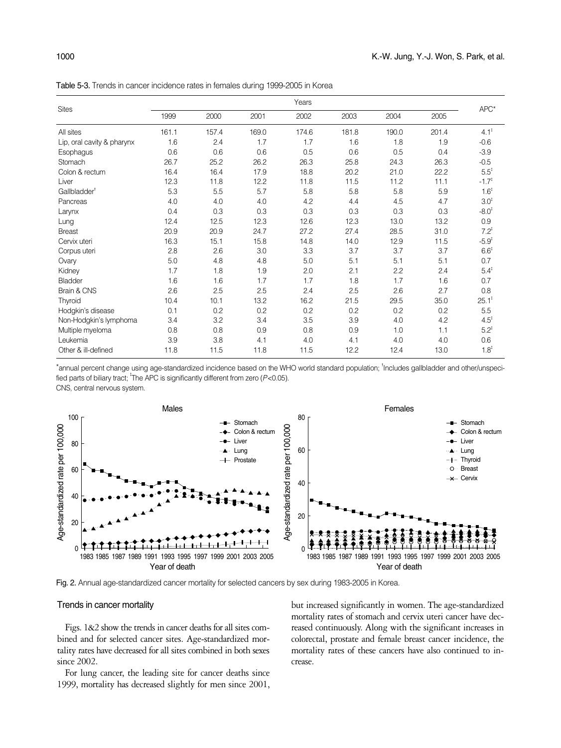Table 5-3. Trends in cancer incidence rates in females during 1999-2005 in Korea

| Sites | Years | | | | | | | APC* |
|---|---|---|---|---|---|---|---|---|
| | 1999 | 2000 | 2001 | 2002 | 2003 | 2004 | 2005 | |
| All sites | 161.1 | 157.4 | 169.0 | 174.6 | 181.8 | 190.0 | 201.4 | 4.1[‡] |
| Lip, oral cavity & pharynx | 1.6 | 2.4 | 1.7 | 1.7 | 1.6 | 1.8 | 1.9 | -0.6 |
| Esophagus | 0.6 | 0.6 | 0.6 | 0.5 | 0.6 | 0.5 | 0.4 | -3.9 |
| Stomach | 26.7 | 25.2 | 26.2 | 26.3 | 25.8 | 24.3 | 26.3 | -0.5 |
| Colon & rectum | 16.4 | 16.4 | 17.9 | 18.8 | 20.2 | 21.0 | 22.2 | 5.5[‡] |
| Liver | 12.3 | 11.8 | 12.2 | 11.8 | 11.5 | 11.2 | 11.1 | -1.7[‡] |
| Gallbladder[†] | 5.3 | 5.5 | 5.7 | 5.8 | 5.8 | 5.8 | 5.9 | 1.6[‡] |
| Pancreas | 4.0 | 4.0 | 4.0 | 4.2 | 4.4 | 4.5 | 4.7 | 3.0[‡] |
| Larynx | 0.4 | 0.3 | 0.3 | 0.3 | 0.3 | 0.3 | 0.3 | -8.0[‡] |
| Lung | 12.4 | 12.5 | 12.3 | 12.6 | 12.3 | 13.0 | 13.2 | 0.9 |
| Breast | 20.9 | 20.9 | 24.7 | 27.2 | 27.4 | 28.5 | 31.0 | 7.2[‡] |
| Cervix uteri | 16.3 | 15.1 | 15.8 | 14.8 | 14.0 | 12.9 | 11.5 | -5.9[‡] |
| Corpus uteri | 2.8 | 2.6 | 3.0 | 3.3 | 3.7 | 3.7 | 3.7 | 6.6[‡] |
| Ovary | 5.0 | 4.8 | 4.8 | 5.0 | 5.1 | 5.1 | 5.1 | 0.7 |
| Kidney | 1.7 | 1.8 | 1.9 | 2.0 | 2.1 | 2.2 | 2.4 | 5.4[‡] |
| Bladder | 1.6 | 1.6 | 1.7 | 1.7 | 1.8 | 1.7 | 1.6 | 0.7 |
| Brain & CNS | 2.6 | 2.5 | 2.5 | 2.4 | 2.5 | 2.6 | 2.7 | 0.8 |
| Thyroid | 10.4 | 10.1 | 13.2 | 16.2 | 21.5 | 29.5 | 35.0 | 25.1[‡] |
| Hodgkin's disease | 0.1 | 0.2 | 0.2 | 0.2 | 0.2 | 0.2 | 0.2 | 5.5 |
| Non-Hodgkin's lymphoma | 3.4 | 3.2 | 3.4 | 3.5 | 3.9 | 4.0 | 4.2 | 4.5[‡] |
| Multiple myeloma | 0.8 | 0.8 | 0.9 | 0.8 | 0.9 | 1.0 | 1.1 | 5.2[‡] |
| Leukemia | 3.9 | 3.8 | 4.1 | 4.0 | 4.1 | 4.0 | 4.0 | 0.6 |
| Other & ill-defined | 11.8 | 11.5 | 11.8 | 11.5 | 12.2 | 12.4 | 13.0 | 1.8[‡] |

*annual percent change using age-standardized incidence based on the WHO world standard population; [†]Includes gallbladder and other/unspecified parts of biliary tract; [‡]The APC is significantly different from zero ($P<0.05$).
CNS, central nervous system.

Fig. 2. Annual age-standardized cancer mortality for selected cancers by sex during 1983-2005 in Korea.

### Trends in cancer mortality

Figs. 1&2 show the trends in cancer deaths for all sites combined and for selected cancer sites. Age-standardized mortality rates have decreased for all sites combined in both sexes since 2002.

For lung cancer, the leading site for cancer deaths since 1999, mortality has decreased slightly for men since 2001, but increased significantly in women. The age-standardized mortality rates of stomach and cervix uteri cancer have decreased continuously. Along with the significant increases in colorectal, prostate and female breast cancer incidence, the mortality rates of these cancers have also continued to increase.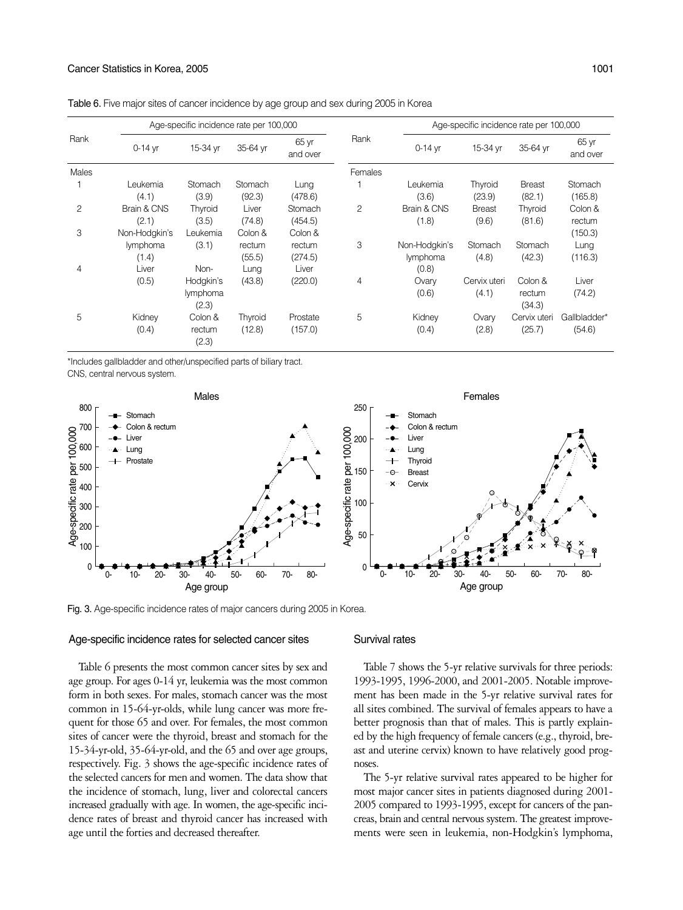Table 6. Five major sites of cancer incidence by age group and sex during 2005 in Korea

| Rank | Age-specific incidence rate per 100,000 | | | | Rank | Age-specific incidence rate per 100,000 | | | |
|---|---|---|---|---|---|---|---|---|---|
| | 0-14 yr | 15-34 yr | 35-64 yr | 65 yr and over | | 0-14 yr | 15-34 yr | 35-64 yr | 65 yr and over |
| Males | | | | | Females | | | | |
| 1 | Leukemia (4.1) | Stomach (3.9) | Stomach (92.3) | Lung (478.6) | 1 | Leukemia (3.6) | Thyroid (23.9) | Breast (82.1) | Stomach (165.8) |
| 2 | Brain & CNS (2.1) | Thyroid (3.5) | Liver (74.8) | Stomach (454.5) | 2 | Brain & CNS (1.8) | Breast (9.6) | Thyroid (81.6) | Colon & rectum (150.3) |
| 3 | Non-Hodgkin's lymphoma (1.4) | Leukemia (3.1) | Colon & rectum (55.5) | Colon & rectum (274.5) | 3 | Non-Hodgkin's lymphoma (0.8) | Stomach (4.8) | Stomach (42.3) | Lung (116.3) |
| 4 | Liver (0.5) | Non-Hodgkin's lymphoma (2.3) | Lung (43.8) | Liver (220.0) | 4 | Ovary (0.6) | Cervix uteri (4.1) | Colon & rectum (34.3) | Liver (74.2) |
| 5 | Kidney (0.4) | Colon & rectum (2.3) | Thyroid (12.8) | Prostate (157.0) | 5 | Kidney (0.4) | Ovary (2.8) | Cervix uteri (25.7) | Gallbladder* (54.6) |

*Includes gallbladder and other/unspecified parts of biliary tract.
CNS, central nervous system.

Fig. 3. Age-specific incidence rates of major cancers during 2005 in Korea.

## Age-specific incidence rates for selected cancer sites

Table 6 presents the most common cancer sites by sex and age group. For ages 0-14 yr, leukemia was the most common form in both sexes. For males, stomach cancer was the most common in 15-64-yr-olds, while lung cancer was more frequent for those 65 and over. For females, the most common sites of cancer were the thyroid, breast and stomach for the 15-34-yr-old, 35-64-yr-old, and the 65 and over age groups, respectively. Fig. 3 shows the age-specific incidence rates of the selected cancers for men and women. The data show that the incidence of stomach, lung, liver and colorectal cancers increased gradually with age. In women, the age-specific incidence rates of breast and thyroid cancer has increased with age until the forties and decreased thereafter.

## Survival rates

Table 7 shows the 5-yr relative survivals for three periods: 1993-1995, 1996-2000, and 2001-2005. Notable improvement has been made in the 5-yr relative survival rates for all sites combined. The survival of females appears to have a better prognosis than that of males. This is partly explained by the high frequency of female cancers (e.g., thyroid, breast and uterine cervix) known to have relatively good prognoses.

The 5-yr relative survival rates appeared to be higher for most major cancer sites in patients diagnosed during 2001-2005 compared to 1993-1995, except for cancers of the pancreas, brain and central nervous system. The greatest improvements were seen in leukemia, non-Hodgkin's lymphoma,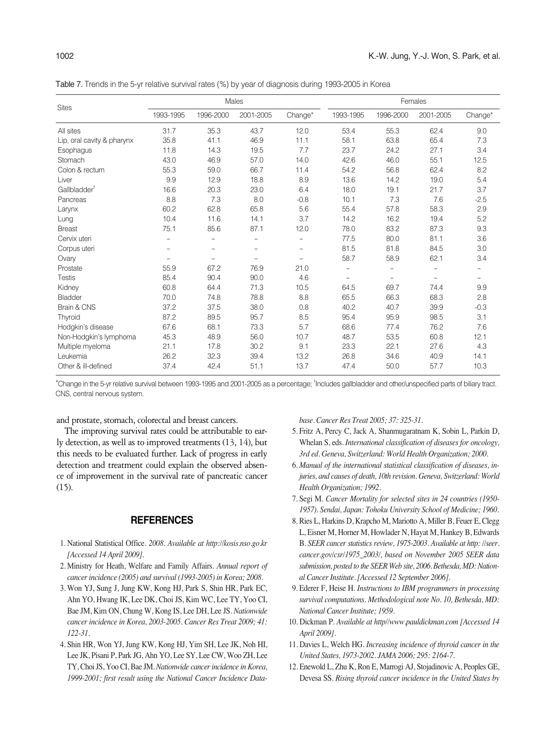Table 7. Trends in the 5-yr relative survival rates (%) by year of diagnosis during 1993-2005 in Korea

| Sites | Males | | | | Females | | | |
|---|---|---|---|---|---|---|---|---|
| | 1993-1995 | 1996-2000 | 2001-2005 | Change* | 1993-1995 | 1996-2000 | 2001-2005 | Change* |
| All sites | 31.7 | 35.3 | 43.7 | 12.0 | 53.4 | 55.3 | 62.4 | 9.0 |
| Lip, oral cavity & pharynx | 35.8 | 41.1 | 46.9 | 11.1 | 58.1 | 63.8 | 65.4 | 7.3 |
| Esophagus | 11.8 | 14.3 | 19.5 | 7.7 | 23.7 | 24.2 | 27.1 | 3.4 |
| Stomach | 43.0 | 46.9 | 57.0 | 14.0 | 42.6 | 46.0 | 55.1 | 12.5 |
| Colon & rectum | 55.3 | 59.0 | 66.7 | 11.4 | 54.2 | 56.8 | 62.4 | 8.2 |
| Liver | 9.9 | 12.9 | 18.8 | 8.9 | 13.6 | 14.2 | 19.0 | 5.4 |
| Gallbladder† | 16.6 | 20.3 | 23.0 | 6.4 | 18.0 | 19.1 | 21.7 | 3.7 |
| Pancreas | 8.8 | 7.3 | 8.0 | -0.8 | 10.1 | 7.3 | 7.6 | -2.5 |
| Larynx | 60.2 | 62.8 | 65.8 | 5.6 | 55.4 | 57.8 | 58.3 | 2.9 |
| Lung | 10.4 | 11.6 | 14.1 | 3.7 | 14.2 | 16.2 | 19.4 | 5.2 |
| Breast | 75.1 | 85.6 | 87.1 | 12.0 | 78.0 | 83.2 | 87.3 | 9.3 |
| Cervix uteri | – | – | – | – | 77.5 | 80.0 | 81.1 | 3.6 |
| Corpus uteri | – | – | – | – | 81.5 | 81.8 | 84.5 | 3.0 |
| Ovary | – | – | – | – | 58.7 | 58.9 | 62.1 | 3.4 |
| Prostate | 55.9 | 67.2 | 76.9 | 21.0 | – | – | – | – |
| Testis | 85.4 | 90.4 | 90.0 | 4.6 | – | – | – | – |
| Kidney | 60.8 | 64.4 | 71.3 | 10.5 | 64.5 | 69.7 | 74.4 | 9.9 |
| Bladder | 70.0 | 74.8 | 78.8 | 8.8 | 65.5 | 66.3 | 68.3 | 2.8 |
| Brain & CNS | 37.2 | 37.5 | 38.0 | 0.8 | 40.2 | 40.7 | 39.9 | -0.3 |
| Thyroid | 87.2 | 89.5 | 95.7 | 8.5 | 95.4 | 95.9 | 98.5 | 3.1 |
| Hodgkin's disease | 67.6 | 68.1 | 73.3 | 5.7 | 68.6 | 77.4 | 76.2 | 7.6 |
| Non-Hodgkin's lymphoma | 45.3 | 48.9 | 56.0 | 10.7 | 48.7 | 53.5 | 60.8 | 12.1 |
| Multiple myeloma | 21.1 | 17.8 | 30.2 | 9.1 | 23.3 | 22.1 | 27.6 | 4.3 |
| Leukemia | 26.2 | 32.3 | 39.4 | 13.2 | 26.8 | 34.6 | 40.9 | 14.1 |
| Other & ill-defined | 37.4 | 42.4 | 51.1 | 13.7 | 47.4 | 50.0 | 57.7 | 10.3 |

*Change in the 5-yr relative survival between 1993-1995 and 2001-2005 as a percentage; †Includes gallbladder and other/unspecified parts of biliary tract. CNS, central nervous system.

and prostate, stomach, colorectal and breast cancers.

The improving survival rates could be attributable to early detection, as well as to improved treatments (13, 14), but this needs to be evaluated further. Lack of progress in early detection and treatment could explain the observed absence of improvement in the survival rate of pancreatic cancer (15).

## REFERENCES

1. National Statistical Office. *2008. Available at http://kosis.nso.go.kr [Accessed 14 April 2009].*
2. Ministry for Heath, Welfare and Family Affairs. *Annual report of cancer incidence (2005) and survival (1993-2005) in Korea; 2008.*
3. Won YJ, Sung J, Jung KW, Kong HJ, Park S, Shin HR, Park EC, Ahn YO, Hwang IK, Lee DK, Choi JS, Kim WC, Lee TY, Yoo CI, Bae JM, Kim ON, Chung W, Kong IS, Lee DH, Lee JS. *Nationwide cancer incidence in Korea, 2003-2005. Cancer Res Treat 2009; 41: 122-31.*
4. Shin HR, Won YJ, Jung KW, Kong HJ, Yim SH, Lee JK, Noh HI, Lee JK, Pisani P, Park JG, Ahn YO, Lee SY, Lee CW, Woo ZH, Lee TY, Choi JS, Yoo CI, Bae JM. *Nationwide cancer incidence in Korea, 1999-2001; first result using the National Cancer Incidence Database. Cancer Res Treat 2005; 37: 325-31.*
5. Fritz A, Percy C, Jack A, Shanmugaratnam K, Sobin L, Parkin D, Whelan S, eds. *International classification of diseases for oncology, 3rd ed. Geneva, Switzerland: World Health Organization; 2000.*
6. *Manual of the international statistical classification of diseases, injuries, and causes of death, 10th revision. Geneva, Switzerland: World Health Organization; 1992.*
7. Segi M. *Cancer Mortality for selected sites in 24 countries (1950-1957). Sendai, Japan: Tohoku University School of Medicine; 1960.*
8. Ries L, Harkins D, Krapcho M, Mariotto A, Miller B, Feuer E, Clegg L, Eisner M, Horner M, Howlader N, Hayat M, Hankey B, Edwards B. *SEER cancer statistics review, 1975-2003. Available at http: //seer.cancer.gov/csr/1975_2003/, based on November 2005 SEER data submission, posted to the SEER Web site, 2006. Bethesda, MD: National Cancer Institute. [Accessed 12 September 2006].*
9. Ederer F, Heise H. *Instructions to IBM programmers in processing survival computations. Methodological note No. 10, Bethesda, MD: National Cancer Institute; 1959.*
10. Dickman P. *Available at http//www.pauldickman.com [Accessed 14 April 2009].*
11. Davies L, Welch HG. *Increasing incidence of thyroid cancer in the United States, 1973-2002. JAMA 2006; 295: 2164-7.*
12. Enewold L, Zhu K, Ron E, Marrogi AJ, Stojadinovic A, Peoples GE, Devesa SS. *Rising thyroid cancer incidence in the United States by*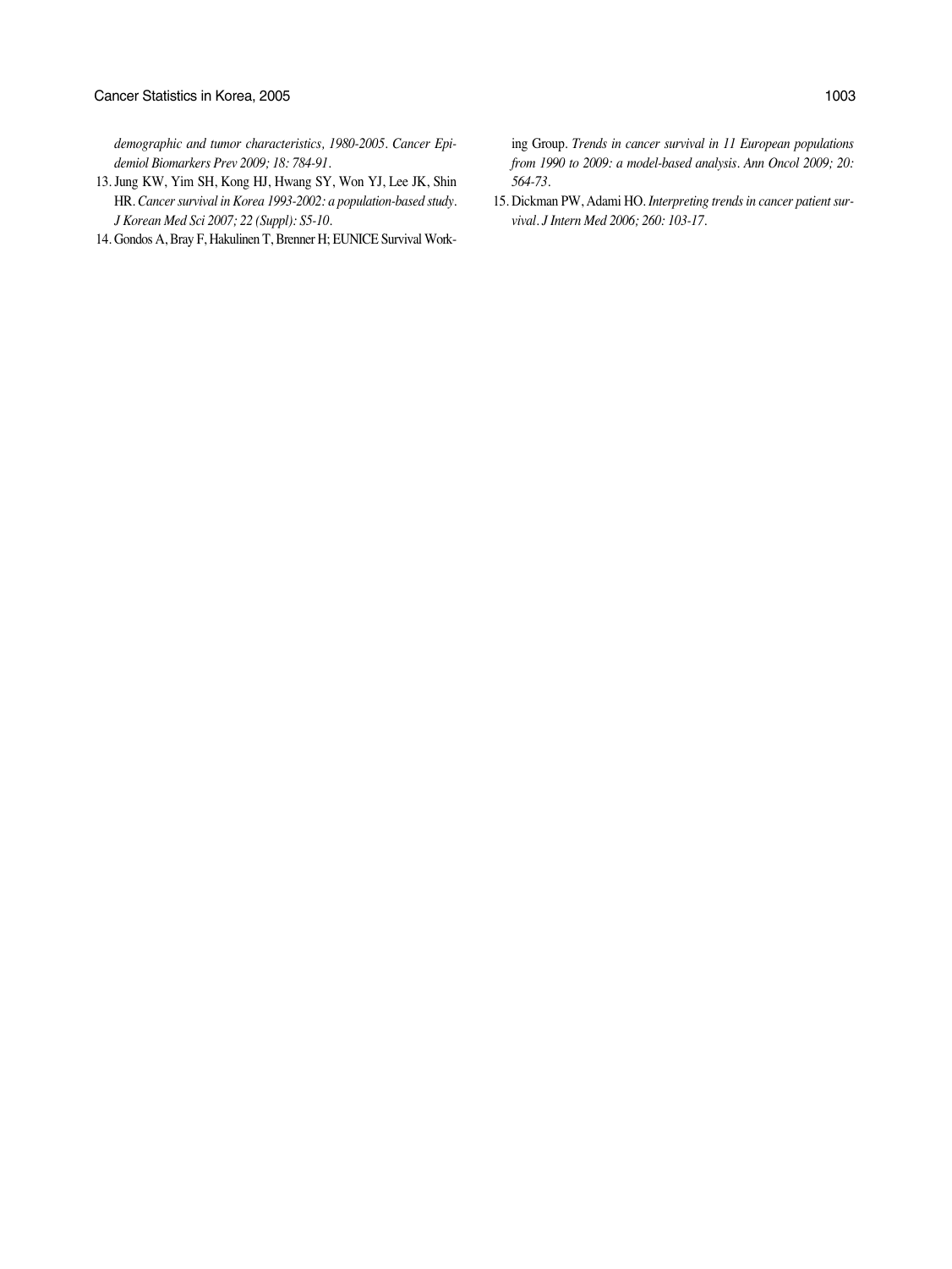*demographic and tumor characteristics, 1980-2005*. *Cancer Epidemiol Biomarkers Prev 2009; 18: 784-91*.

13. Jung KW, Yim SH, Kong HJ, Hwang SY, Won YJ, Lee JK, Shin HR. *Cancer survival in Korea 1993-2002: a population-based study*. *J Korean Med Sci 2007; 22 (Suppl): S5-10*.
14. Gondos A, Bray F, Hakulinen T, Brenner H; EUNICE Survival Working Group. *Trends in cancer survival in 11 European populations from 1990 to 2009: a model-based analysis*. *Ann Oncol 2009; 20: 564-73*.
15. Dickman PW, Adami HO. *Interpreting trends in cancer patient survival*. *J Intern Med 2006; 260: 103-17*.